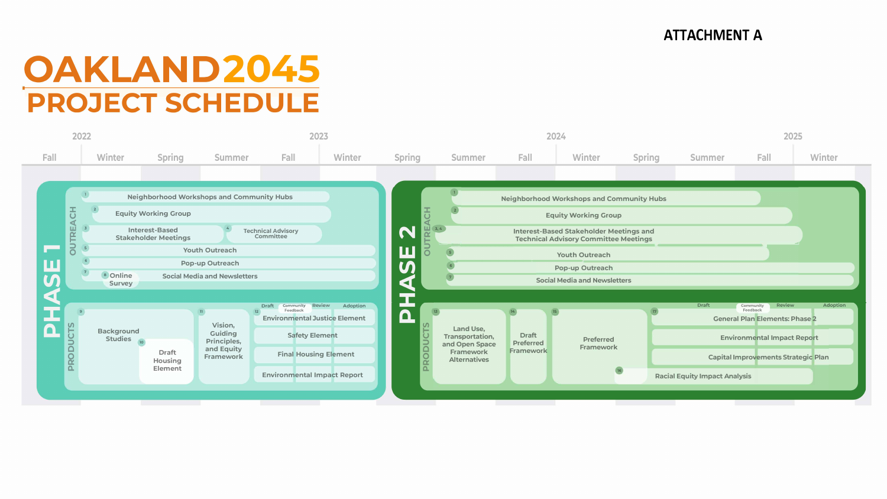ATTACHMENT A

# OAKLAND2045

## PROJECT SCHEDULE

| 2022 | | | | 2023 | | | | 2024 | | | | 2025 | |
|---|---|---|---|---|---|---|---|---|---|---|---|---|---|
| Fall | Winter | Spring | Summer | Fall | Winter | Spring | Summer | Fall | Winter | Spring | Summer | Fall | Winter |

### PHASE 1

**OUTREACH**

1. Neighborhood Workshops and Community Hubs
2. Equity Working Group
3. Interest-Based Stakeholder Meetings
4. Technical Advisory Committee
5. Youth Outreach
6. Pop-up Outreach
7. Social Media and Newsletters
8. Online Survey

**PRODUCTS**

9. Background Studies
10. Draft Housing Element
11. Vision, Guiding Principles, and Equity Framework
12. Draft / Community Feedback / Review / Adoption
    - Environmental Justice Element
    - Safety Element
    - Final Housing Element
    - Environmental Impact Report

### PHASE 2

**OUTREACH**

1. Neighborhood Workshops and Community Hubs
2. Equity Working Group
3. 4. Interest-Based Stakeholder Meetings and Technical Advisory Committee Meetings
5. Youth Outreach
6. Pop-up Outreach
7. Social Media and Newsletters

**PRODUCTS**

13. Land Use, Transportation, and Open Space Framework Alternatives
14. Draft Preferred Framework
15. Preferred Framework
16. Racial Equity Impact Analysis
17. Draft / Community Feedback / Review / Adoption
    - General Plan Elements: Phase 2
    - Environmental Impact Report
    - Capital Improvements Strategic Plan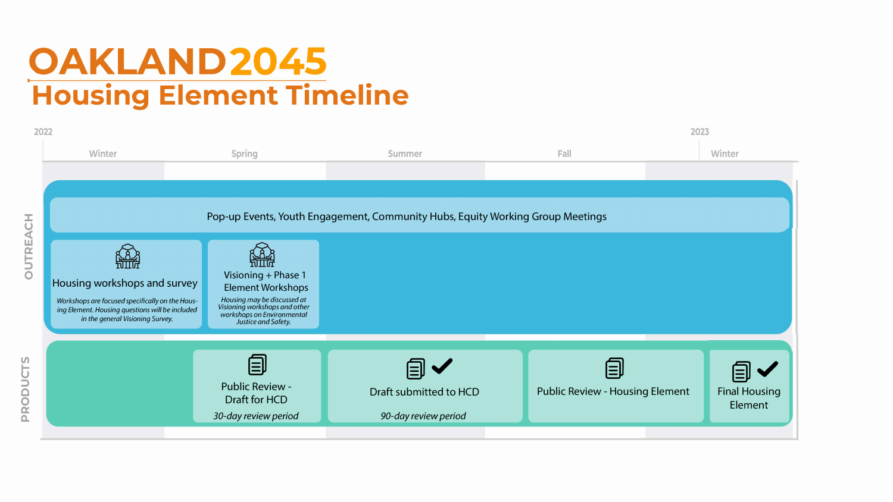# OAKLAND2045

## Housing Element Timeline

| | 2022 Winter | Spring | Summer | Fall | 2023 Winter |
|---|---|---|---|---|---|
| **OUTREACH** | Pop-up Events, Youth Engagement, Community Hubs, Equity Working Group Meetings | | | | |
| | Housing workshops and survey *Workshops are focused specifically on the Housing Element. Housing questions will be included in the general Visioning Survey.* | Visioning + Phase 1 Element Workshops *Housing may be discussed at Visioning workshops and other workshops on Environmental Justice and Safety.* | | | |
| **PRODUCTS** | | Public Review - Draft for HCD *30-day review period* | Draft submitted to HCD *90-day review period* | Public Review - Housing Element | Final Housing Element |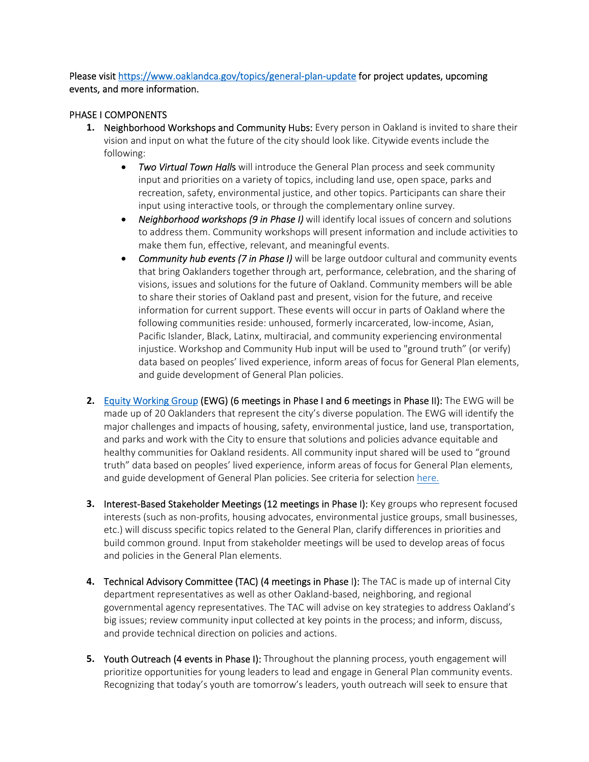Please visit https://www.oaklandca.gov/topics/general-plan-update for project updates, upcoming events, and more information.

PHASE I COMPONENTS

1. **Neighborhood Workshops and Community Hubs:** Every person in Oakland is invited to share their vision and input on what the future of the city should look like. Citywide events include the following:
   - *Two Virtual Town Halls* will introduce the General Plan process and seek community input and priorities on a variety of topics, including land use, open space, parks and recreation, safety, environmental justice, and other topics. Participants can share their input using interactive tools, or through the complementary online survey.
   - *Neighborhood workshops (9 in Phase I)* will identify local issues of concern and solutions to address them. Community workshops will present information and include activities to make them fun, effective, relevant, and meaningful events.
   - *Community hub events (7 in Phase I)* will be large outdoor cultural and community events that bring Oaklanders together through art, performance, celebration, and the sharing of visions, issues and solutions for the future of Oakland. Community members will be able to share their stories of Oakland past and present, vision for the future, and receive information for current support. These events will occur in parts of Oakland where the following communities reside: unhoused, formerly incarcerated, low-income, Asian, Pacific Islander, Black, Latinx, multiracial, and community experiencing environmental injustice. Workshop and Community Hub input will be used to "ground truth" (or verify) data based on peoples' lived experience, inform areas of focus for General Plan elements, and guide development of General Plan policies.

2. **Equity Working Group (EWG) (6 meetings in Phase I and 6 meetings in Phase II):** The EWG will be made up of 20 Oaklanders that represent the city's diverse population. The EWG will identify the major challenges and impacts of housing, safety, environmental justice, land use, transportation, and parks and work with the City to ensure that solutions and policies advance equitable and healthy communities for Oakland residents. All community input shared will be used to "ground truth" data based on peoples' lived experience, inform areas of focus for General Plan elements, and guide development of General Plan policies. See criteria for selection here.

3. **Interest-Based Stakeholder Meetings (12 meetings in Phase I):** Key groups who represent focused interests (such as non-profits, housing advocates, environmental justice groups, small businesses, etc.) will discuss specific topics related to the General Plan, clarify differences in priorities and build common ground. Input from stakeholder meetings will be used to develop areas of focus and policies in the General Plan elements.

4. **Technical Advisory Committee (TAC) (4 meetings in Phase I):** The TAC is made up of internal City department representatives as well as other Oakland-based, neighboring, and regional governmental agency representatives. The TAC will advise on key strategies to address Oakland's big issues; review community input collected at key points in the process; and inform, discuss, and provide technical direction on policies and actions.

5. **Youth Outreach (4 events in Phase I):** Throughout the planning process, youth engagement will prioritize opportunities for young leaders to lead and engage in General Plan community events. Recognizing that today's youth are tomorrow's leaders, youth outreach will seek to ensure that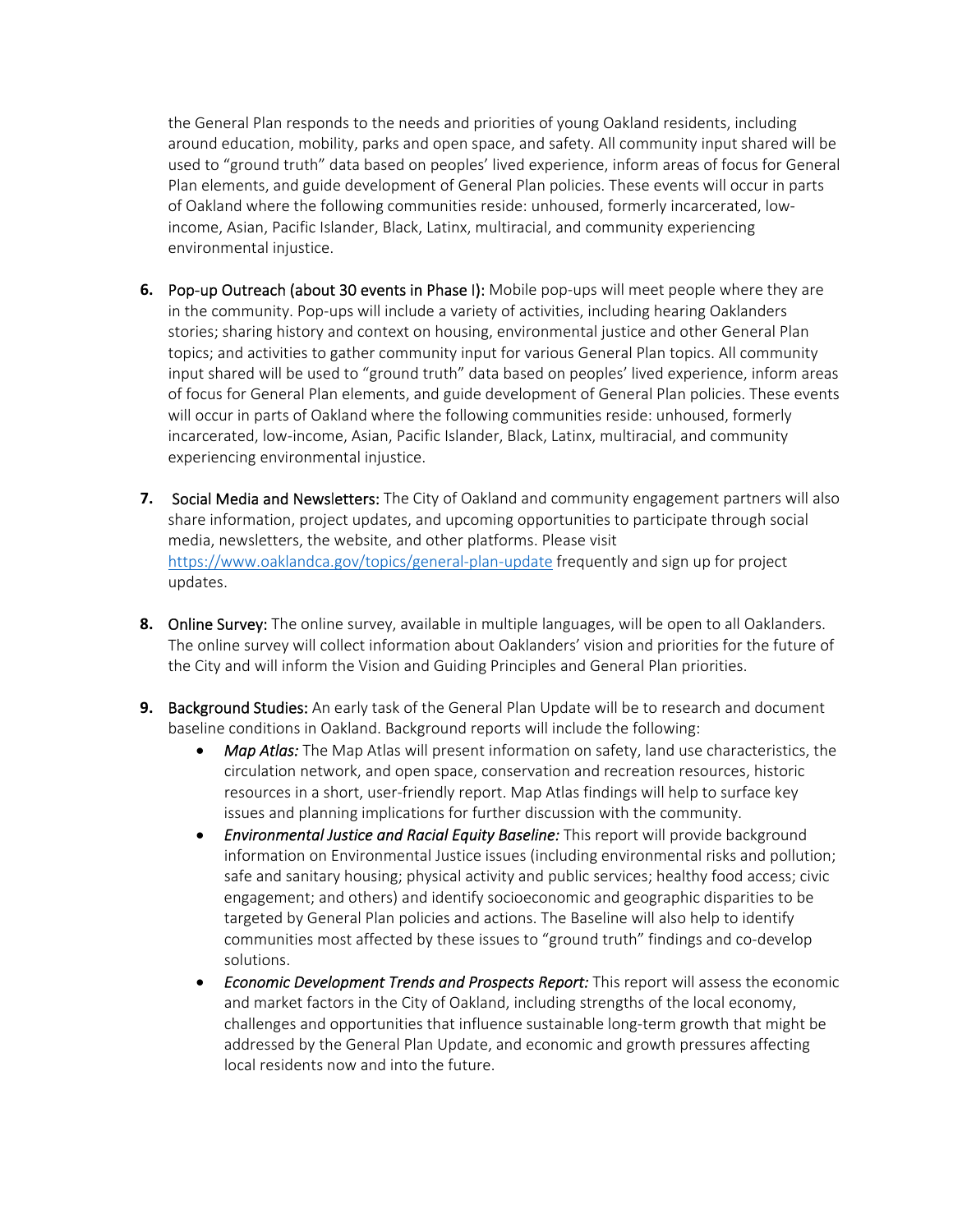the General Plan responds to the needs and priorities of young Oakland residents, including around education, mobility, parks and open space, and safety. All community input shared will be used to "ground truth" data based on peoples' lived experience, inform areas of focus for General Plan elements, and guide development of General Plan policies. These events will occur in parts of Oakland where the following communities reside: unhoused, formerly incarcerated, low-income, Asian, Pacific Islander, Black, Latinx, multiracial, and community experiencing environmental injustice.

6. Pop-up Outreach (about 30 events in Phase I): Mobile pop-ups will meet people where they are in the community. Pop-ups will include a variety of activities, including hearing Oaklanders stories; sharing history and context on housing, environmental justice and other General Plan topics; and activities to gather community input for various General Plan topics. All community input shared will be used to "ground truth" data based on peoples' lived experience, inform areas of focus for General Plan elements, and guide development of General Plan policies. These events will occur in parts of Oakland where the following communities reside: unhoused, formerly incarcerated, low-income, Asian, Pacific Islander, Black, Latinx, multiracial, and community experiencing environmental injustice.

7. Social Media and Newsletters: The City of Oakland and community engagement partners will also share information, project updates, and upcoming opportunities to participate through social media, newsletters, the website, and other platforms. Please visit https://www.oaklandca.gov/topics/general-plan-update frequently and sign up for project updates.

8. Online Survey: The online survey, available in multiple languages, will be open to all Oaklanders. The online survey will collect information about Oaklanders' vision and priorities for the future of the City and will inform the Vision and Guiding Principles and General Plan priorities.

9. Background Studies: An early task of the General Plan Update will be to research and document baseline conditions in Oakland. Background reports will include the following:
   - *Map Atlas:* The Map Atlas will present information on safety, land use characteristics, the circulation network, and open space, conservation and recreation resources, historic resources in a short, user-friendly report. Map Atlas findings will help to surface key issues and planning implications for further discussion with the community.
   - *Environmental Justice and Racial Equity Baseline:* This report will provide background information on Environmental Justice issues (including environmental risks and pollution; safe and sanitary housing; physical activity and public services; healthy food access; civic engagement; and others) and identify socioeconomic and geographic disparities to be targeted by General Plan policies and actions. The Baseline will also help to identify communities most affected by these issues to "ground truth" findings and co-develop solutions.
   - *Economic Development Trends and Prospects Report:* This report will assess the economic and market factors in the City of Oakland, including strengths of the local economy, challenges and opportunities that influence sustainable long-term growth that might be addressed by the General Plan Update, and economic and growth pressures affecting local residents now and into the future.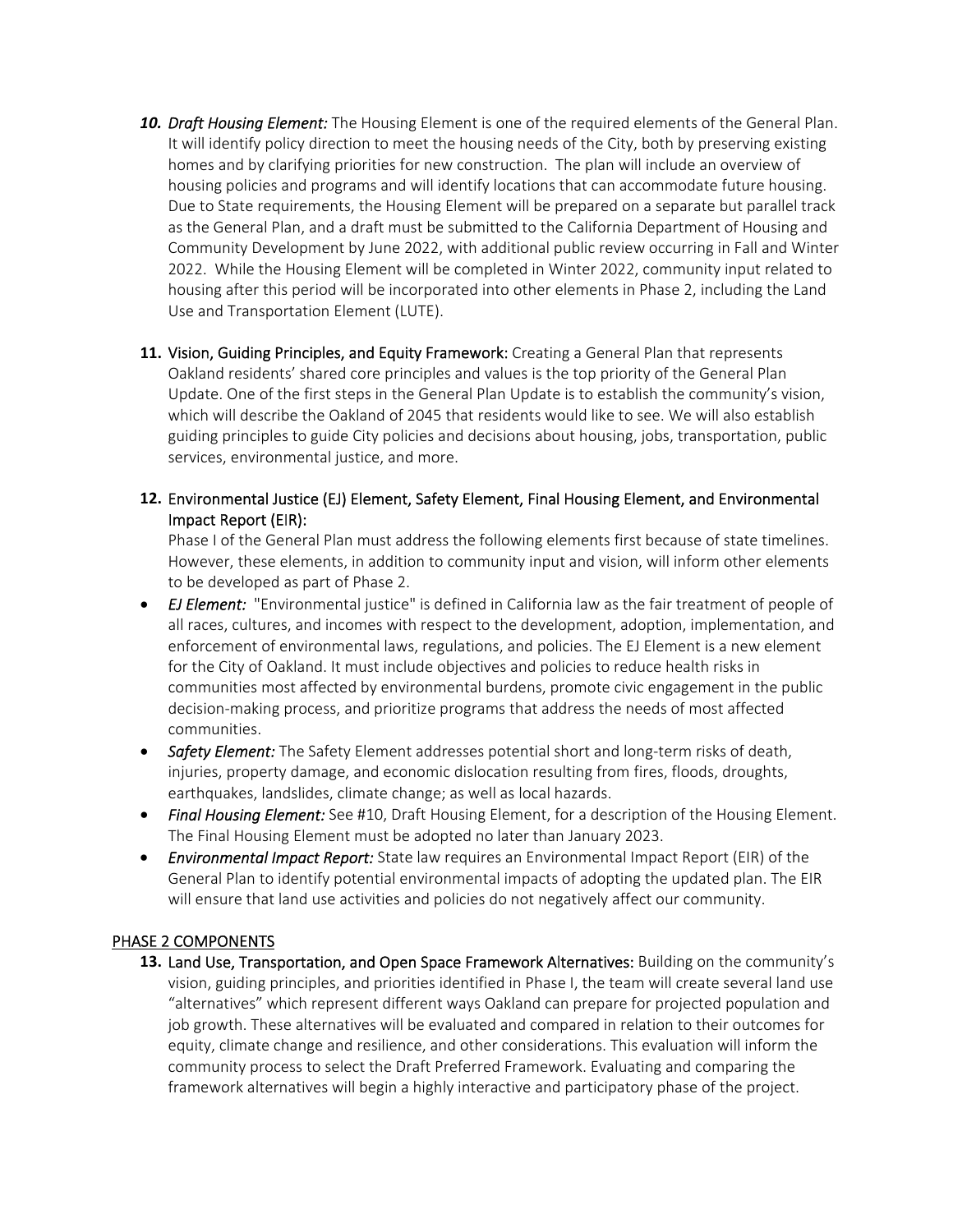10. ***Draft Housing Element:*** The Housing Element is one of the required elements of the General Plan. It will identify policy direction to meet the housing needs of the City, both by preserving existing homes and by clarifying priorities for new construction. The plan will include an overview of housing policies and programs and will identify locations that can accommodate future housing. Due to State requirements, the Housing Element will be prepared on a separate but parallel track as the General Plan, and a draft must be submitted to the California Department of Housing and Community Development by June 2022, with additional public review occurring in Fall and Winter 2022. While the Housing Element will be completed in Winter 2022, community input related to housing after this period will be incorporated into other elements in Phase 2, including the Land Use and Transportation Element (LUTE).

11. **Vision, Guiding Principles, and Equity Framework:** Creating a General Plan that represents Oakland residents' shared core principles and values is the top priority of the General Plan Update. One of the first steps in the General Plan Update is to establish the community's vision, which will describe the Oakland of 2045 that residents would like to see. We will also establish guiding principles to guide City policies and decisions about housing, jobs, transportation, public services, environmental justice, and more.

12. **Environmental Justice (EJ) Element, Safety Element, Final Housing Element, and Environmental Impact Report (EIR):**

    Phase I of the General Plan must address the following elements first because of state timelines. However, these elements, in addition to community input and vision, will inform other elements to be developed as part of Phase 2.

- ***EJ Element:*** "Environmental justice" is defined in California law as the fair treatment of people of all races, cultures, and incomes with respect to the development, adoption, implementation, and enforcement of environmental laws, regulations, and policies. The EJ Element is a new element for the City of Oakland. It must include objectives and policies to reduce health risks in communities most affected by environmental burdens, promote civic engagement in the public decision-making process, and prioritize programs that address the needs of most affected communities.
- ***Safety Element:*** The Safety Element addresses potential short and long-term risks of death, injuries, property damage, and economic dislocation resulting from fires, floods, droughts, earthquakes, landslides, climate change; as well as local hazards.
- ***Final Housing Element:*** See #10, Draft Housing Element, for a description of the Housing Element. The Final Housing Element must be adopted no later than January 2023.
- ***Environmental Impact Report:*** State law requires an Environmental Impact Report (EIR) of the General Plan to identify potential environmental impacts of adopting the updated plan. The EIR will ensure that land use activities and policies do not negatively affect our community.

## PHASE 2 COMPONENTS

13. **Land Use, Transportation, and Open Space Framework Alternatives:** Building on the community's vision, guiding principles, and priorities identified in Phase I, the team will create several land use "alternatives" which represent different ways Oakland can prepare for projected population and job growth. These alternatives will be evaluated and compared in relation to their outcomes for equity, climate change and resilience, and other considerations. This evaluation will inform the community process to select the Draft Preferred Framework. Evaluating and comparing the framework alternatives will begin a highly interactive and participatory phase of the project.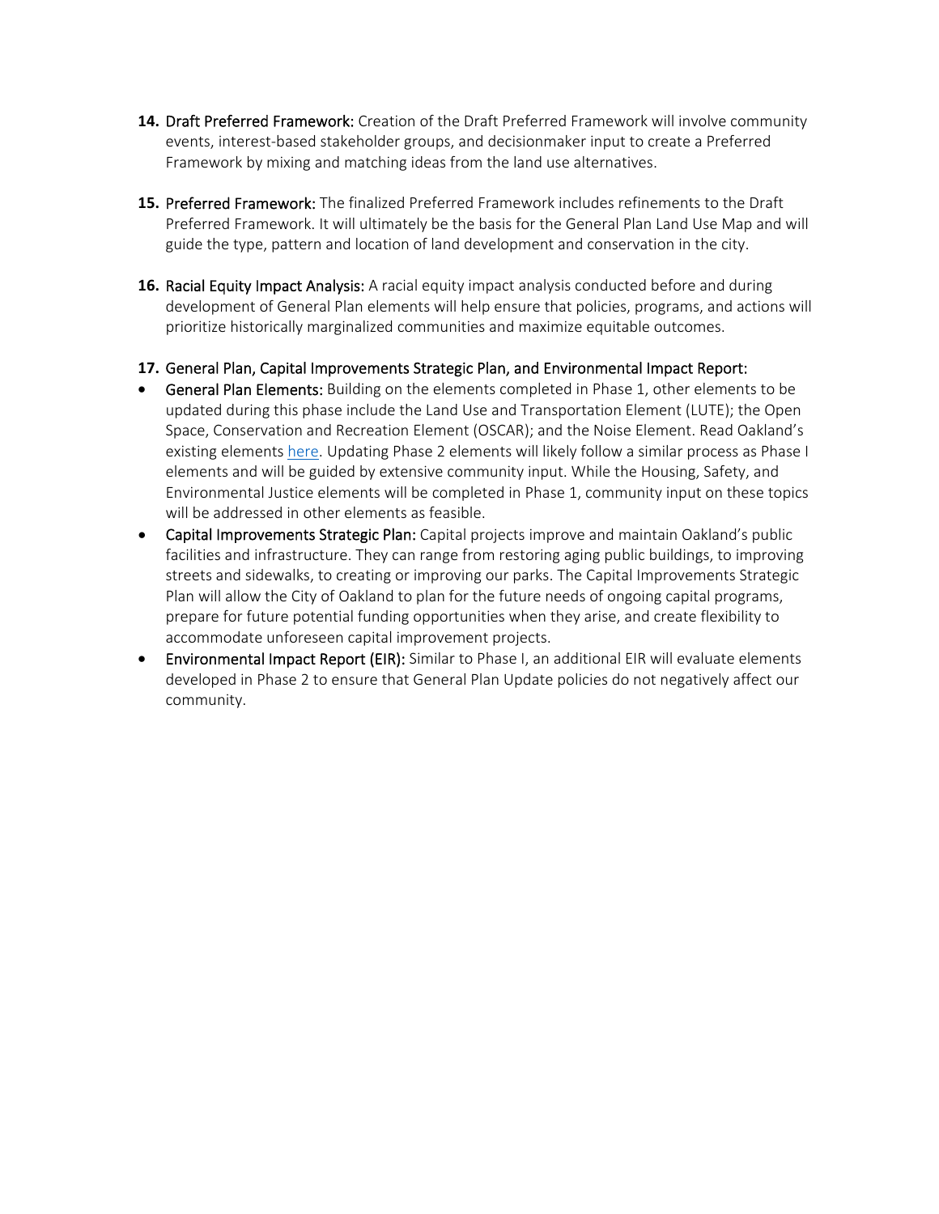14. Draft Preferred Framework: Creation of the Draft Preferred Framework will involve community events, interest-based stakeholder groups, and decisionmaker input to create a Preferred Framework by mixing and matching ideas from the land use alternatives.

15. Preferred Framework: The finalized Preferred Framework includes refinements to the Draft Preferred Framework. It will ultimately be the basis for the General Plan Land Use Map and will guide the type, pattern and location of land development and conservation in the city.

16. Racial Equity Impact Analysis: A racial equity impact analysis conducted before and during development of General Plan elements will help ensure that policies, programs, and actions will prioritize historically marginalized communities and maximize equitable outcomes.

17. General Plan, Capital Improvements Strategic Plan, and Environmental Impact Report:

- General Plan Elements: Building on the elements completed in Phase 1, other elements to be updated during this phase include the Land Use and Transportation Element (LUTE); the Open Space, Conservation and Recreation Element (OSCAR); and the Noise Element. Read Oakland's existing elements here. Updating Phase 2 elements will likely follow a similar process as Phase I elements and will be guided by extensive community input. While the Housing, Safety, and Environmental Justice elements will be completed in Phase 1, community input on these topics will be addressed in other elements as feasible.
- Capital Improvements Strategic Plan: Capital projects improve and maintain Oakland's public facilities and infrastructure. They can range from restoring aging public buildings, to improving streets and sidewalks, to creating or improving our parks. The Capital Improvements Strategic Plan will allow the City of Oakland to plan for the future needs of ongoing capital programs, prepare for future potential funding opportunities when they arise, and create flexibility to accommodate unforeseen capital improvement projects.
- Environmental Impact Report (EIR): Similar to Phase I, an additional EIR will evaluate elements developed in Phase 2 to ensure that General Plan Update policies do not negatively affect our community.